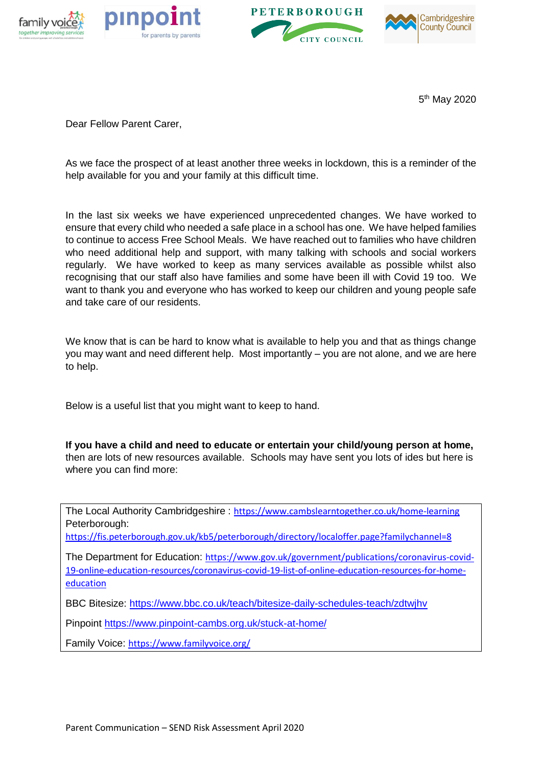5th May 2020

Dear Fellow Parent Carer,

As we face the prospect of at least another three weeks in lockdown, this is a reminder of the help available for you and your family at this difficult time.

In the last six weeks we have experienced unprecedented changes. We have worked to ensure that every child who needed a safe place in a school has one. We have helped families to continue to access Free School Meals. We have reached out to families who have children who need additional help and support, with many talking with schools and social workers regularly. We have worked to keep as many services available as possible whilst also recognising that our staff also have families and some have been ill with Covid 19 too. We want to thank you and everyone who has worked to keep our children and young people safe and take care of our residents.

We know that is can be hard to know what is available to help you and that as things change you may want and need different help. Most importantly – you are not alone, and we are here to help.

Below is a useful list that you might want to keep to hand.

**If you have a child and need to educate or entertain your child/young person at home,** then are lots of new resources available. Schools may have sent you lots of ides but here is where you can find more:

The Local Authority Cambridgeshire : https://www.cambslearntogether.co.uk/home-learning
Peterborough:
https://fis.peterborough.gov.uk/kb5/peterborough/directory/localoffer.page?familychannel=8

The Department for Education: https://www.gov.uk/government/publications/coronavirus-covid-19-online-education-resources/coronavirus-covid-19-list-of-online-education-resources-for-home-education

BBC Bitesize: https://www.bbc.co.uk/teach/bitesize-daily-schedules-teach/zdtwjhv

Pinpoint https://www.pinpoint-cambs.org.uk/stuck-at-home/

Family Voice: https://www.familyvoice.org/

Parent Communication – SEND Risk Assessment April 2020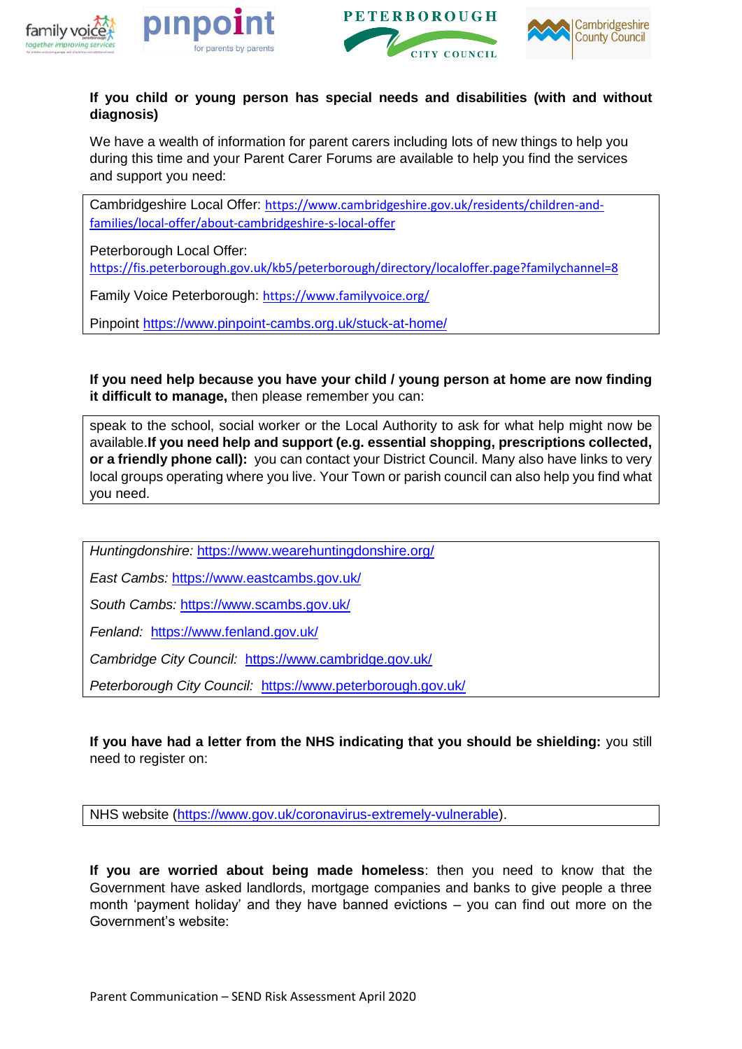**If you child or young person has special needs and disabilities (with and without diagnosis)**

We have a wealth of information for parent carers including lots of new things to help you during this time and your Parent Carer Forums are available to help you find the services and support you need:

Cambridgeshire Local Offer: https://www.cambridgeshire.gov.uk/residents/children-and-families/local-offer/about-cambridgeshire-s-local-offer

Peterborough Local Offer: https://fis.peterborough.gov.uk/kb5/peterborough/directory/localoffer.page?familychannel=8

Family Voice Peterborough: https://www.familyvoice.org/

Pinpoint https://www.pinpoint-cambs.org.uk/stuck-at-home/

**If you need help because you have your child / young person at home are now finding it difficult to manage,** then please remember you can:

speak to the school, social worker or the Local Authority to ask for what help might now be available.**If you need help and support (e.g. essential shopping, prescriptions collected, or a friendly phone call):** you can contact your District Council. Many also have links to very local groups operating where you live. Your Town or parish council can also help you find what you need.

*Huntingdonshire:* https://www.wearehuntingdonshire.org/

*East Cambs:* https://www.eastcambs.gov.uk/

*South Cambs:* https://www.scambs.gov.uk/

*Fenland:* https://www.fenland.gov.uk/

*Cambridge City Council:* https://www.cambridge.gov.uk/

*Peterborough City Council:* https://www.peterborough.gov.uk/

**If you have had a letter from the NHS indicating that you should be shielding:** you still need to register on:

NHS website (https://www.gov.uk/coronavirus-extremely-vulnerable).

**If you are worried about being made homeless**: then you need to know that the Government have asked landlords, mortgage companies and banks to give people a three month 'payment holiday' and they have banned evictions – you can find out more on the Government's website:

Parent Communication – SEND Risk Assessment April 2020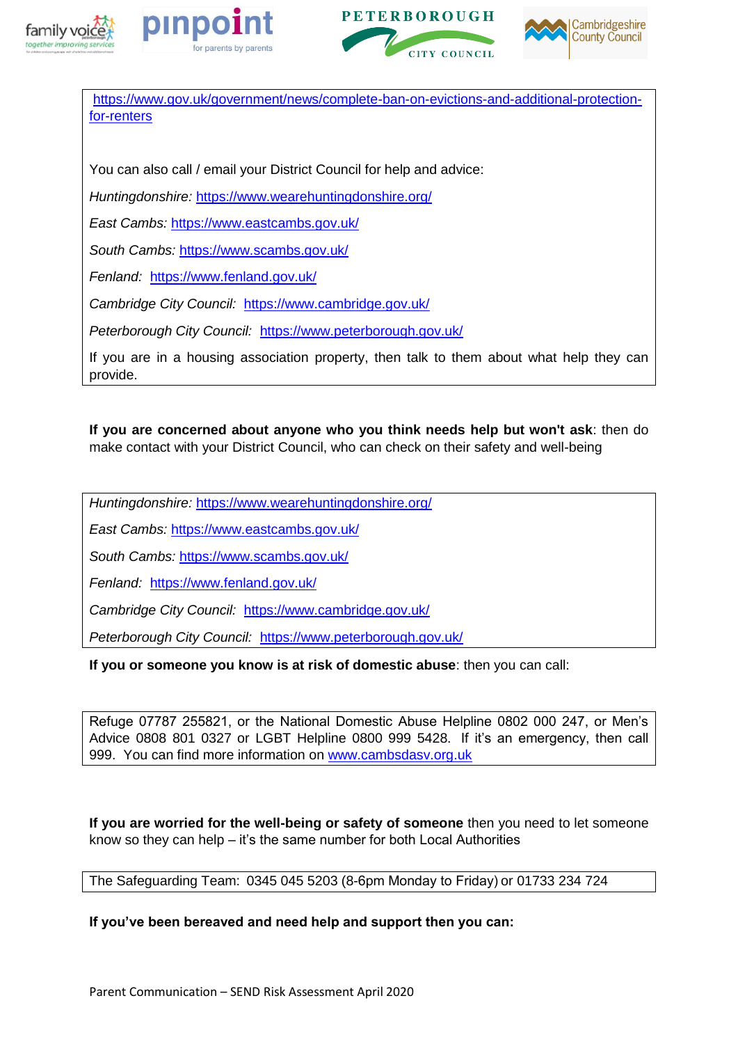https://www.gov.uk/government/news/complete-ban-on-evictions-and-additional-protection-for-renters

You can also call / email your District Council for help and advice:

*Huntingdonshire:* https://www.wearehuntingdonshire.org/

*East Cambs:* https://www.eastcambs.gov.uk/

*South Cambs:* https://www.scambs.gov.uk/

*Fenland:* https://www.fenland.gov.uk/

*Cambridge City Council:* https://www.cambridge.gov.uk/

*Peterborough City Council:* https://www.peterborough.gov.uk/

If you are in a housing association property, then talk to them about what help they can provide.

**If you are concerned about anyone who you think needs help but won't ask**: then do make contact with your District Council, who can check on their safety and well-being

*Huntingdonshire:* https://www.wearehuntingdonshire.org/

*East Cambs:* https://www.eastcambs.gov.uk/

*South Cambs:* https://www.scambs.gov.uk/

*Fenland:* https://www.fenland.gov.uk/

*Cambridge City Council:* https://www.cambridge.gov.uk/

*Peterborough City Council:* https://www.peterborough.gov.uk/

**If you or someone you know is at risk of domestic abuse**: then you can call:

Refuge 07787 255821, or the National Domestic Abuse Helpline 0802 000 247, or Men's Advice 0808 801 0327 or LGBT Helpline 0800 999 5428. If it's an emergency, then call 999. You can find more information on www.cambsdasv.org.uk

**If you are worried for the well-being or safety of someone** then you need to let someone know so they can help – it's the same number for both Local Authorities

The Safeguarding Team: 0345 045 5203 (8-6pm Monday to Friday) or 01733 234 724

**If you've been bereaved and need help and support then you can:**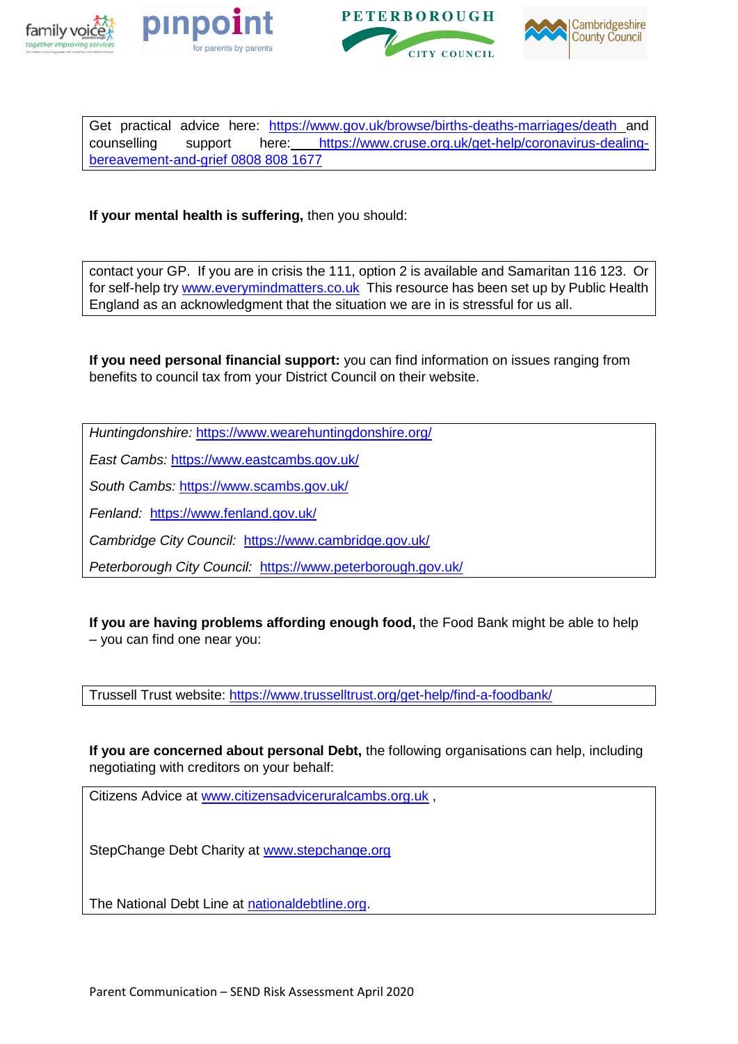Get practical advice here: https://www.gov.uk/browse/births-deaths-marriages/death and counselling support here: https://www.cruse.org.uk/get-help/coronavirus-dealing-bereavement-and-grief 0808 808 1677

**If your mental health is suffering,** then you should:

contact your GP. If you are in crisis the 111, option 2 is available and Samaritan 116 123. Or for self-help try www.everymindmatters.co.uk This resource has been set up by Public Health England as an acknowledgment that the situation we are in is stressful for us all.

**If you need personal financial support:** you can find information on issues ranging from benefits to council tax from your District Council on their website.

*Huntingdonshire:* https://www.wearehuntingdonshire.org/

*East Cambs:* https://www.eastcambs.gov.uk/

*South Cambs:* https://www.scambs.gov.uk/

*Fenland:* https://www.fenland.gov.uk/

*Cambridge City Council:* https://www.cambridge.gov.uk/

*Peterborough City Council:* https://www.peterborough.gov.uk/

**If you are having problems affording enough food,** the Food Bank might be able to help – you can find one near you:

Trussell Trust website: https://www.trusselltrust.org/get-help/find-a-foodbank/

**If you are concerned about personal Debt,** the following organisations can help, including negotiating with creditors on your behalf:

Citizens Advice at www.citizensadviceruralcambs.org.uk ,

StepChange Debt Charity at www.stepchange.org

The National Debt Line at nationaldebtline.org.

Parent Communication – SEND Risk Assessment April 2020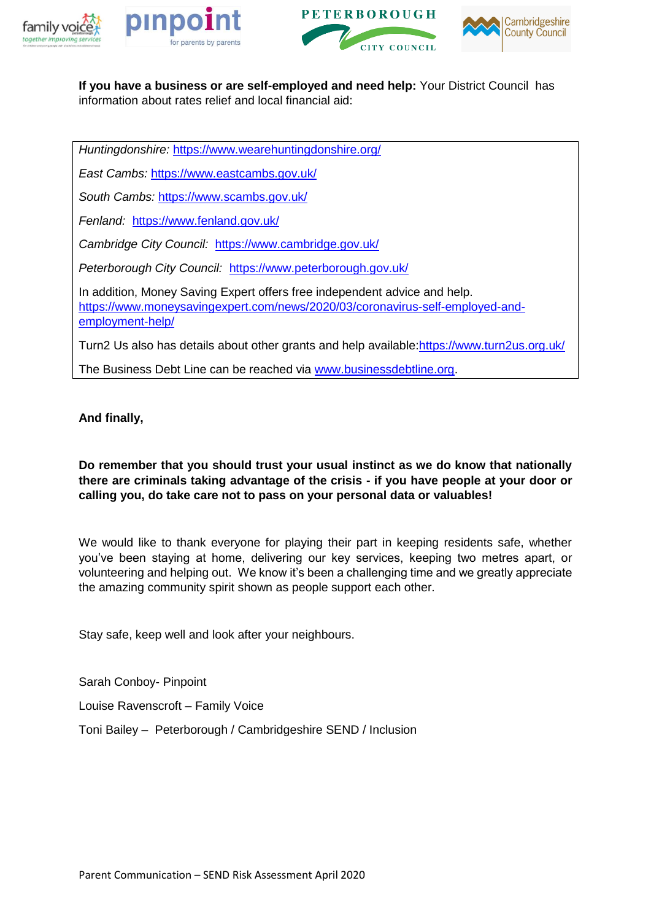**If you have a business or are self-employed and need help:** Your District Council has information about rates relief and local financial aid:

*Huntingdonshire:* https://www.wearehuntingdonshire.org/

*East Cambs:* https://www.eastcambs.gov.uk/

*South Cambs:* https://www.scambs.gov.uk/

*Fenland:* https://www.fenland.gov.uk/

*Cambridge City Council:* https://www.cambridge.gov.uk/

*Peterborough City Council:* https://www.peterborough.gov.uk/

In addition, Money Saving Expert offers free independent advice and help. https://www.moneysavingexpert.com/news/2020/03/coronavirus-self-employed-and-employment-help/

Turn2 Us also has details about other grants and help available:https://www.turn2us.org.uk/

The Business Debt Line can be reached via www.businessdebtline.org.

**And finally,**

**Do remember that you should trust your usual instinct as we do know that nationally there are criminals taking advantage of the crisis - if you have people at your door or calling you, do take care not to pass on your personal data or valuables!**

We would like to thank everyone for playing their part in keeping residents safe, whether you've been staying at home, delivering our key services, keeping two metres apart, or volunteering and helping out. We know it's been a challenging time and we greatly appreciate the amazing community spirit shown as people support each other.

Stay safe, keep well and look after your neighbours.

Sarah Conboy- Pinpoint

Louise Ravenscroft – Family Voice

Toni Bailey – Peterborough / Cambridgeshire SEND / Inclusion